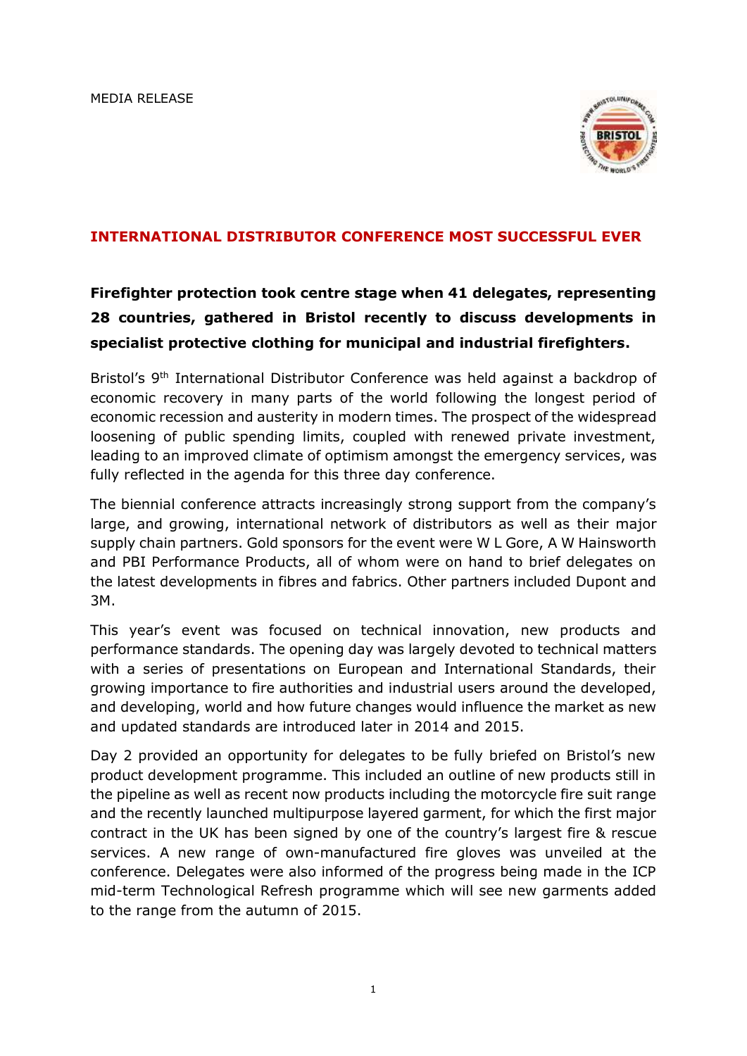MEDIA RELEASE

# INTERNATIONAL DISTRIBUTOR CONFERENCE MOST SUCCESSFUL EVER

**Firefighter protection took centre stage when 41 delegates, representing 28 countries, gathered in Bristol recently to discuss developments in specialist protective clothing for municipal and industrial firefighters.**

Bristol's 9th International Distributor Conference was held against a backdrop of economic recovery in many parts of the world following the longest period of economic recession and austerity in modern times. The prospect of the widespread loosening of public spending limits, coupled with renewed private investment, leading to an improved climate of optimism amongst the emergency services, was fully reflected in the agenda for this three day conference.

The biennial conference attracts increasingly strong support from the company's large, and growing, international network of distributors as well as their major supply chain partners. Gold sponsors for the event were W L Gore, A W Hainsworth and PBI Performance Products, all of whom were on hand to brief delegates on the latest developments in fibres and fabrics. Other partners included Dupont and 3M.

This year's event was focused on technical innovation, new products and performance standards. The opening day was largely devoted to technical matters with a series of presentations on European and International Standards, their growing importance to fire authorities and industrial users around the developed, and developing, world and how future changes would influence the market as new and updated standards are introduced later in 2014 and 2015.

Day 2 provided an opportunity for delegates to be fully briefed on Bristol's new product development programme. This included an outline of new products still in the pipeline as well as recent now products including the motorcycle fire suit range and the recently launched multipurpose layered garment, for which the first major contract in the UK has been signed by one of the country's largest fire & rescue services. A new range of own-manufactured fire gloves was unveiled at the conference. Delegates were also informed of the progress being made in the ICP mid-term Technological Refresh programme which will see new garments added to the range from the autumn of 2015.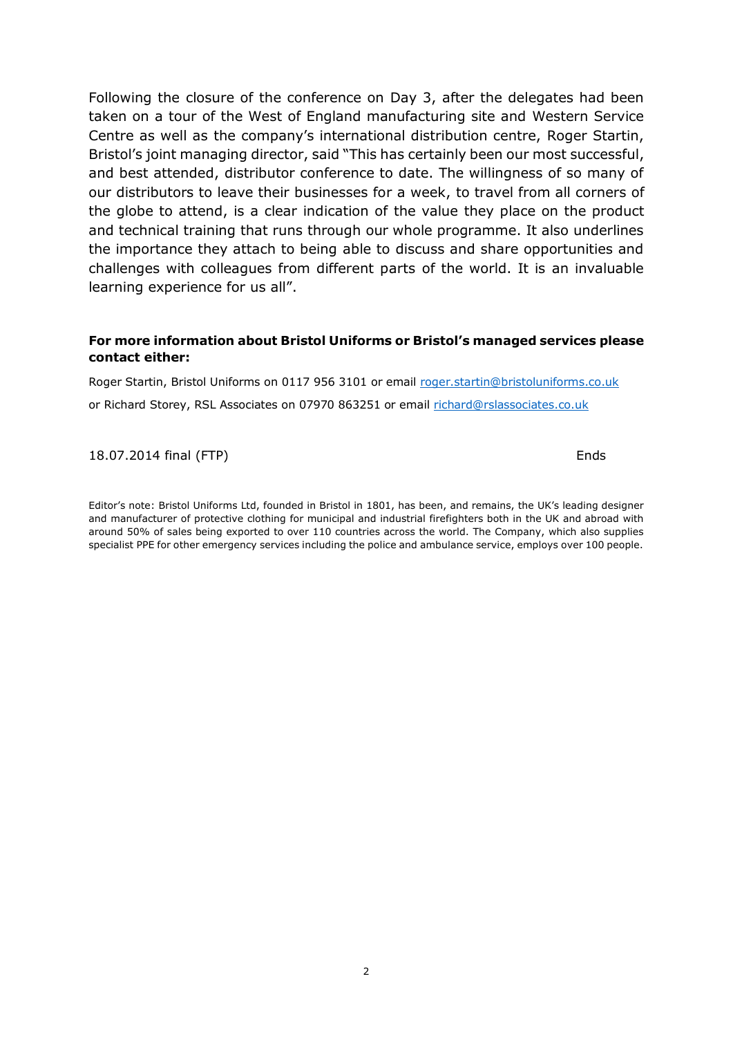Following the closure of the conference on Day 3, after the delegates had been taken on a tour of the West of England manufacturing site and Western Service Centre as well as the company's international distribution centre, Roger Startin, Bristol's joint managing director, said "This has certainly been our most successful, and best attended, distributor conference to date. The willingness of so many of our distributors to leave their businesses for a week, to travel from all corners of the globe to attend, is a clear indication of the value they place on the product and technical training that runs through our whole programme. It also underlines the importance they attach to being able to discuss and share opportunities and challenges with colleagues from different parts of the world. It is an invaluable learning experience for us all".

**For more information about Bristol Uniforms or Bristol's managed services please contact either:**

Roger Startin, Bristol Uniforms on 0117 956 3101 or email roger.startin@bristoluniforms.co.uk

or Richard Storey, RSL Associates on 07970 863251 or email richard@rslassociates.co.uk

18.07.2014 final (FTP) Ends

Editor's note: Bristol Uniforms Ltd, founded in Bristol in 1801, has been, and remains, the UK's leading designer and manufacturer of protective clothing for municipal and industrial firefighters both in the UK and abroad with around 50% of sales being exported to over 110 countries across the world. The Company, which also supplies specialist PPE for other emergency services including the police and ambulance service, employs over 100 people.